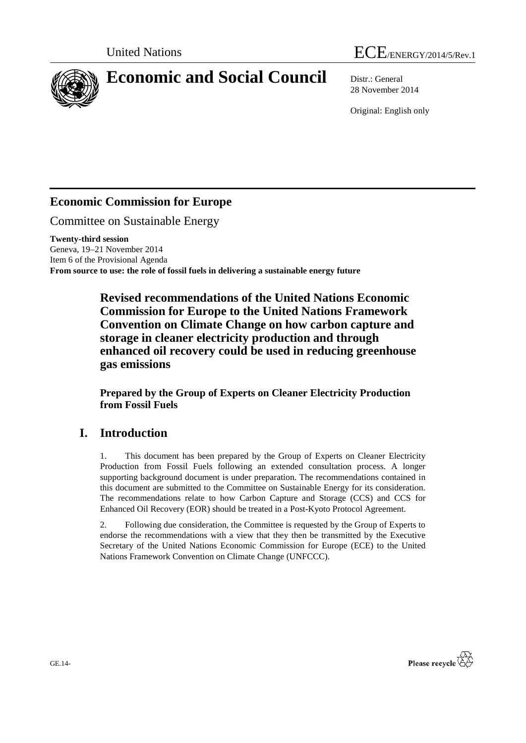United Nations ECE/ENERGY/2014/5/Rev.1

# Economic and Social Council

Distr.: General
28 November 2014

Original: English only

## Economic Commission for Europe

Committee on Sustainable Energy

**Twenty-third session**
Geneva, 19–21 November 2014
Item 6 of the Provisional Agenda
**From source to use: the role of fossil fuels in delivering a sustainable energy future**

# Revised recommendations of the United Nations Economic Commission for Europe to the United Nations Framework Convention on Climate Change on how carbon capture and storage in cleaner electricity production and through enhanced oil recovery could be used in reducing greenhouse gas emissions

**Prepared by the Group of Experts on Cleaner Electricity Production from Fossil Fuels**

## I. Introduction

1. This document has been prepared by the Group of Experts on Cleaner Electricity Production from Fossil Fuels following an extended consultation process. A longer supporting background document is under preparation. The recommendations contained in this document are submitted to the Committee on Sustainable Energy for its consideration. The recommendations relate to how Carbon Capture and Storage (CCS) and CCS for Enhanced Oil Recovery (EOR) should be treated in a Post-Kyoto Protocol Agreement.

2. Following due consideration, the Committee is requested by the Group of Experts to endorse the recommendations with a view that they then be transmitted by the Executive Secretary of the United Nations Economic Commission for Europe (ECE) to the United Nations Framework Convention on Climate Change (UNFCCC).

GE.14-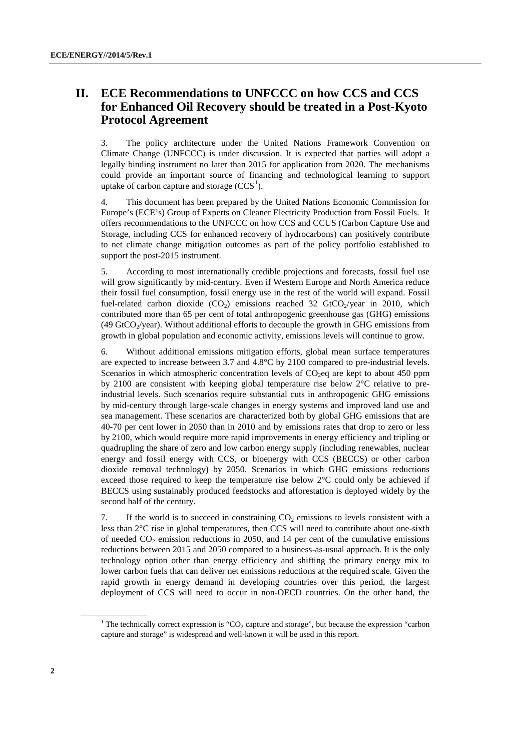## II. ECE Recommendations to UNFCCC on how CCS and CCS for Enhanced Oil Recovery should be treated in a Post-Kyoto Protocol Agreement

3. The policy architecture under the United Nations Framework Convention on Climate Change (UNFCCC) is under discussion. It is expected that parties will adopt a legally binding instrument no later than 2015 for application from 2020. The mechanisms could provide an important source of financing and technological learning to support uptake of carbon capture and storage (CCS[1]).

4. This document has been prepared by the United Nations Economic Commission for Europe's (ECE's) Group of Experts on Cleaner Electricity Production from Fossil Fuels. It offers recommendations to the UNFCCC on how CCS and CCUS (Carbon Capture Use and Storage, including CCS for enhanced recovery of hydrocarbons) can positively contribute to net climate change mitigation outcomes as part of the policy portfolio established to support the post-2015 instrument.

5. According to most internationally credible projections and forecasts, fossil fuel use will grow significantly by mid-century. Even if Western Europe and North America reduce their fossil fuel consumption, fossil energy use in the rest of the world will expand. Fossil fuel-related carbon dioxide ($CO_2$) emissions reached 32 $GtCO_2$/year in 2010, which contributed more than 65 per cent of total anthropogenic greenhouse gas (GHG) emissions (49 $GtCO_2$/year). Without additional efforts to decouple the growth in GHG emissions from growth in global population and economic activity, emissions levels will continue to grow.

6. Without additional emissions mitigation efforts, global mean surface temperatures are expected to increase between 3.7 and 4.8°C by 2100 compared to pre-industrial levels. Scenarios in which atmospheric concentration levels of $CO_2$eq are kept to about 450 ppm by 2100 are consistent with keeping global temperature rise below 2°C relative to pre-industrial levels. Such scenarios require substantial cuts in anthropogenic GHG emissions by mid-century through large-scale changes in energy systems and improved land use and sea management. These scenarios are characterized both by global GHG emissions that are 40-70 per cent lower in 2050 than in 2010 and by emissions rates that drop to zero or less by 2100, which would require more rapid improvements in energy efficiency and tripling or quadrupling the share of zero and low carbon energy supply (including renewables, nuclear energy and fossil energy with CCS, or bioenergy with CCS (BECCS) or other carbon dioxide removal technology) by 2050. Scenarios in which GHG emissions reductions exceed those required to keep the temperature rise below 2°C could only be achieved if BECCS using sustainably produced feedstocks and afforestation is deployed widely by the second half of the century.

7. If the world is to succeed in constraining $CO_2$ emissions to levels consistent with a less than 2°C rise in global temperatures, then CCS will need to contribute about one-sixth of needed $CO_2$ emission reductions in 2050, and 14 per cent of the cumulative emissions reductions between 2015 and 2050 compared to a business-as-usual approach. It is the only technology option other than energy efficiency and shifting the primary energy mix to lower carbon fuels that can deliver net emissions reductions at the required scale. Given the rapid growth in energy demand in developing countries over this period, the largest deployment of CCS will need to occur in non-OECD countries. On the other hand, the

[1] The technically correct expression is "$CO_2$ capture and storage", but because the expression "carbon capture and storage" is widespread and well-known it will be used in this report.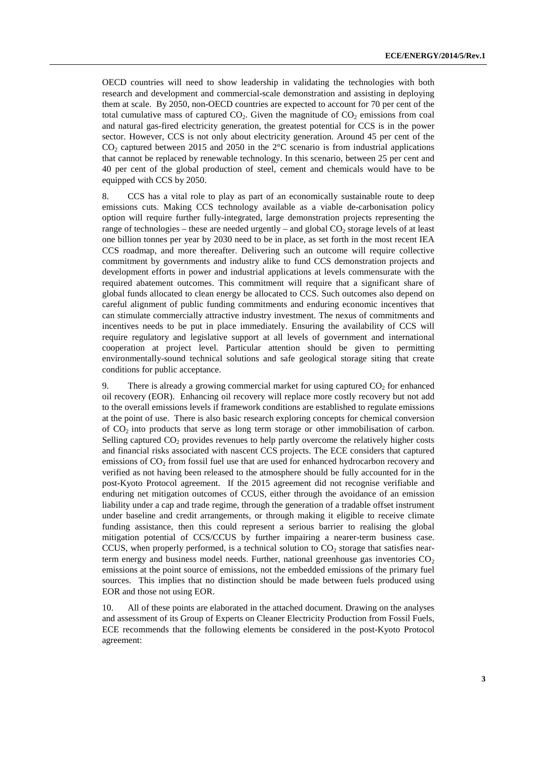OECD countries will need to show leadership in validating the technologies with both research and development and commercial-scale demonstration and assisting in deploying them at scale. By 2050, non-OECD countries are expected to account for 70 per cent of the total cumulative mass of captured $CO_2$. Given the magnitude of $CO_2$ emissions from coal and natural gas-fired electricity generation, the greatest potential for CCS is in the power sector. However, CCS is not only about electricity generation. Around 45 per cent of the $CO_2$ captured between 2015 and 2050 in the 2°C scenario is from industrial applications that cannot be replaced by renewable technology. In this scenario, between 25 per cent and 40 per cent of the global production of steel, cement and chemicals would have to be equipped with CCS by 2050.

8. CCS has a vital role to play as part of an economically sustainable route to deep emissions cuts. Making CCS technology available as a viable de-carbonisation policy option will require further fully-integrated, large demonstration projects representing the range of technologies – these are needed urgently – and global $CO_2$ storage levels of at least one billion tonnes per year by 2030 need to be in place, as set forth in the most recent IEA CCS roadmap, and more thereafter. Delivering such an outcome will require collective commitment by governments and industry alike to fund CCS demonstration projects and development efforts in power and industrial applications at levels commensurate with the required abatement outcomes. This commitment will require that a significant share of global funds allocated to clean energy be allocated to CCS. Such outcomes also depend on careful alignment of public funding commitments and enduring economic incentives that can stimulate commercially attractive industry investment. The nexus of commitments and incentives needs to be put in place immediately. Ensuring the availability of CCS will require regulatory and legislative support at all levels of government and international cooperation at project level. Particular attention should be given to permitting environmentally-sound technical solutions and safe geological storage siting that create conditions for public acceptance.

9. There is already a growing commercial market for using captured $CO_2$ for enhanced oil recovery (EOR). Enhancing oil recovery will replace more costly recovery but not add to the overall emissions levels if framework conditions are established to regulate emissions at the point of use. There is also basic research exploring concepts for chemical conversion of $CO_2$ into products that serve as long term storage or other immobilisation of carbon. Selling captured $CO_2$ provides revenues to help partly overcome the relatively higher costs and financial risks associated with nascent CCS projects. The ECE considers that captured emissions of $CO_2$ from fossil fuel use that are used for enhanced hydrocarbon recovery and verified as not having been released to the atmosphere should be fully accounted for in the post-Kyoto Protocol agreement. If the 2015 agreement did not recognise verifiable and enduring net mitigation outcomes of CCUS, either through the avoidance of an emission liability under a cap and trade regime, through the generation of a tradable offset instrument under baseline and credit arrangements, or through making it eligible to receive climate funding assistance, then this could represent a serious barrier to realising the global mitigation potential of CCS/CCUS by further impairing a nearer-term business case. CCUS, when properly performed, is a technical solution to $CO_2$ storage that satisfies near-term energy and business model needs. Further, national greenhouse gas inventories $CO_2$ emissions at the point source of emissions, not the embedded emissions of the primary fuel sources. This implies that no distinction should be made between fuels produced using EOR and those not using EOR.

10. All of these points are elaborated in the attached document. Drawing on the analyses and assessment of its Group of Experts on Cleaner Electricity Production from Fossil Fuels, ECE recommends that the following elements be considered in the post-Kyoto Protocol agreement: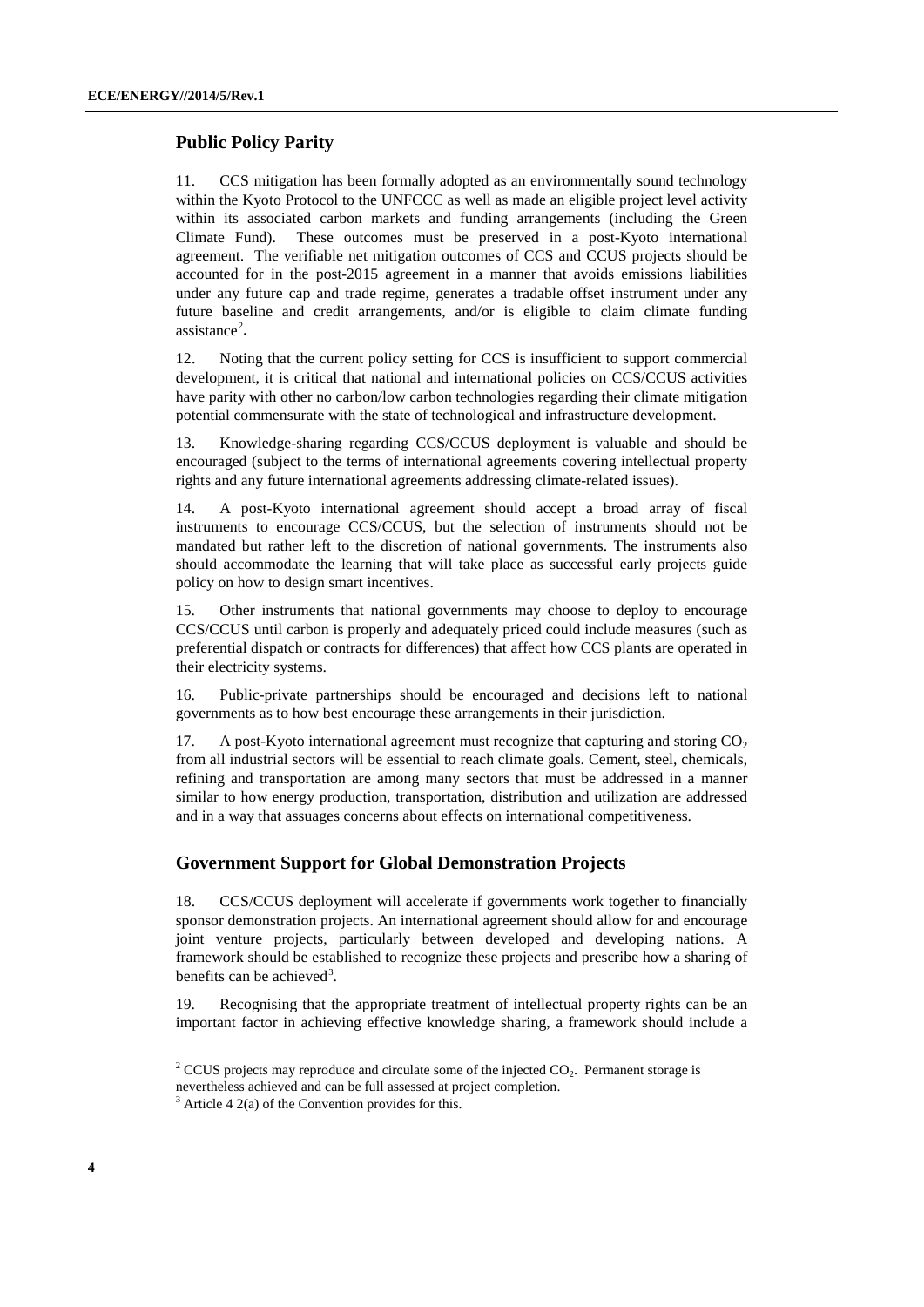## Public Policy Parity

11. CCS mitigation has been formally adopted as an environmentally sound technology within the Kyoto Protocol to the UNFCCC as well as made an eligible project level activity within its associated carbon markets and funding arrangements (including the Green Climate Fund). These outcomes must be preserved in a post-Kyoto international agreement. The verifiable net mitigation outcomes of CCS and CCUS projects should be accounted for in the post-2015 agreement in a manner that avoids emissions liabilities under any future cap and trade regime, generates a tradable offset instrument under any future baseline and credit arrangements, and/or is eligible to claim climate funding assistance[2].

12. Noting that the current policy setting for CCS is insufficient to support commercial development, it is critical that national and international policies on CCS/CCUS activities have parity with other no carbon/low carbon technologies regarding their climate mitigation potential commensurate with the state of technological and infrastructure development.

13. Knowledge-sharing regarding CCS/CCUS deployment is valuable and should be encouraged (subject to the terms of international agreements covering intellectual property rights and any future international agreements addressing climate-related issues).

14. A post-Kyoto international agreement should accept a broad array of fiscal instruments to encourage CCS/CCUS, but the selection of instruments should not be mandated but rather left to the discretion of national governments. The instruments also should accommodate the learning that will take place as successful early projects guide policy on how to design smart incentives.

15. Other instruments that national governments may choose to deploy to encourage CCS/CCUS until carbon is properly and adequately priced could include measures (such as preferential dispatch or contracts for differences) that affect how CCS plants are operated in their electricity systems.

16. Public-private partnerships should be encouraged and decisions left to national governments as to how best encourage these arrangements in their jurisdiction.

17. A post-Kyoto international agreement must recognize that capturing and storing $CO_2$ from all industrial sectors will be essential to reach climate goals. Cement, steel, chemicals, refining and transportation are among many sectors that must be addressed in a manner similar to how energy production, transportation, distribution and utilization are addressed and in a way that assuages concerns about effects on international competitiveness.

## Government Support for Global Demonstration Projects

18. CCS/CCUS deployment will accelerate if governments work together to financially sponsor demonstration projects. An international agreement should allow for and encourage joint venture projects, particularly between developed and developing nations. A framework should be established to recognize these projects and prescribe how a sharing of benefits can be achieved[3].

19. Recognising that the appropriate treatment of intellectual property rights can be an important factor in achieving effective knowledge sharing, a framework should include a

---

[2] CCUS projects may reproduce and circulate some of the injected $CO_2$. Permanent storage is nevertheless achieved and can be full assessed at project completion.

[3] Article 4 2(a) of the Convention provides for this.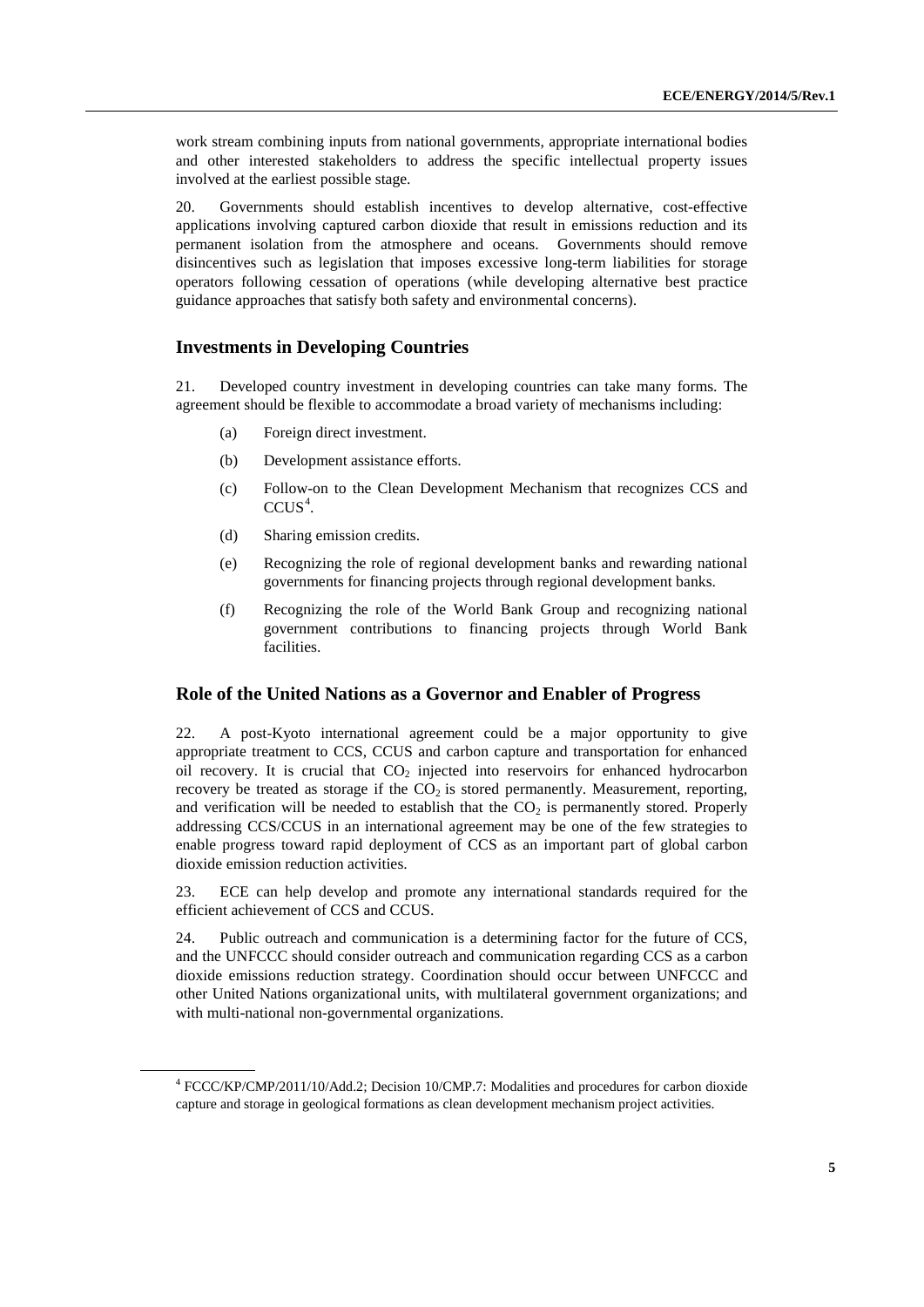work stream combining inputs from national governments, appropriate international bodies and other interested stakeholders to address the specific intellectual property issues involved at the earliest possible stage.

20. Governments should establish incentives to develop alternative, cost-effective applications involving captured carbon dioxide that result in emissions reduction and its permanent isolation from the atmosphere and oceans. Governments should remove disincentives such as legislation that imposes excessive long-term liabilities for storage operators following cessation of operations (while developing alternative best practice guidance approaches that satisfy both safety and environmental concerns).

## Investments in Developing Countries

21. Developed country investment in developing countries can take many forms. The agreement should be flexible to accommodate a broad variety of mechanisms including:

(a) Foreign direct investment.

(b) Development assistance efforts.

(c) Follow-on to the Clean Development Mechanism that recognizes CCS and CCUS[4].

(d) Sharing emission credits.

(e) Recognizing the role of regional development banks and rewarding national governments for financing projects through regional development banks.

(f) Recognizing the role of the World Bank Group and recognizing national government contributions to financing projects through World Bank facilities.

## Role of the United Nations as a Governor and Enabler of Progress

22. A post-Kyoto international agreement could be a major opportunity to give appropriate treatment to CCS, CCUS and carbon capture and transportation for enhanced oil recovery. It is crucial that $CO_2$ injected into reservoirs for enhanced hydrocarbon recovery be treated as storage if the $CO_2$ is stored permanently. Measurement, reporting, and verification will be needed to establish that the $CO_2$ is permanently stored. Properly addressing CCS/CCUS in an international agreement may be one of the few strategies to enable progress toward rapid deployment of CCS as an important part of global carbon dioxide emission reduction activities.

23. ECE can help develop and promote any international standards required for the efficient achievement of CCS and CCUS.

24. Public outreach and communication is a determining factor for the future of CCS, and the UNFCCC should consider outreach and communication regarding CCS as a carbon dioxide emissions reduction strategy. Coordination should occur between UNFCCC and other United Nations organizational units, with multilateral government organizations; and with multi-national non-governmental organizations.

---

[4] FCCC/KP/CMP/2011/10/Add.2; Decision 10/CMP.7: Modalities and procedures for carbon dioxide capture and storage in geological formations as clean development mechanism project activities.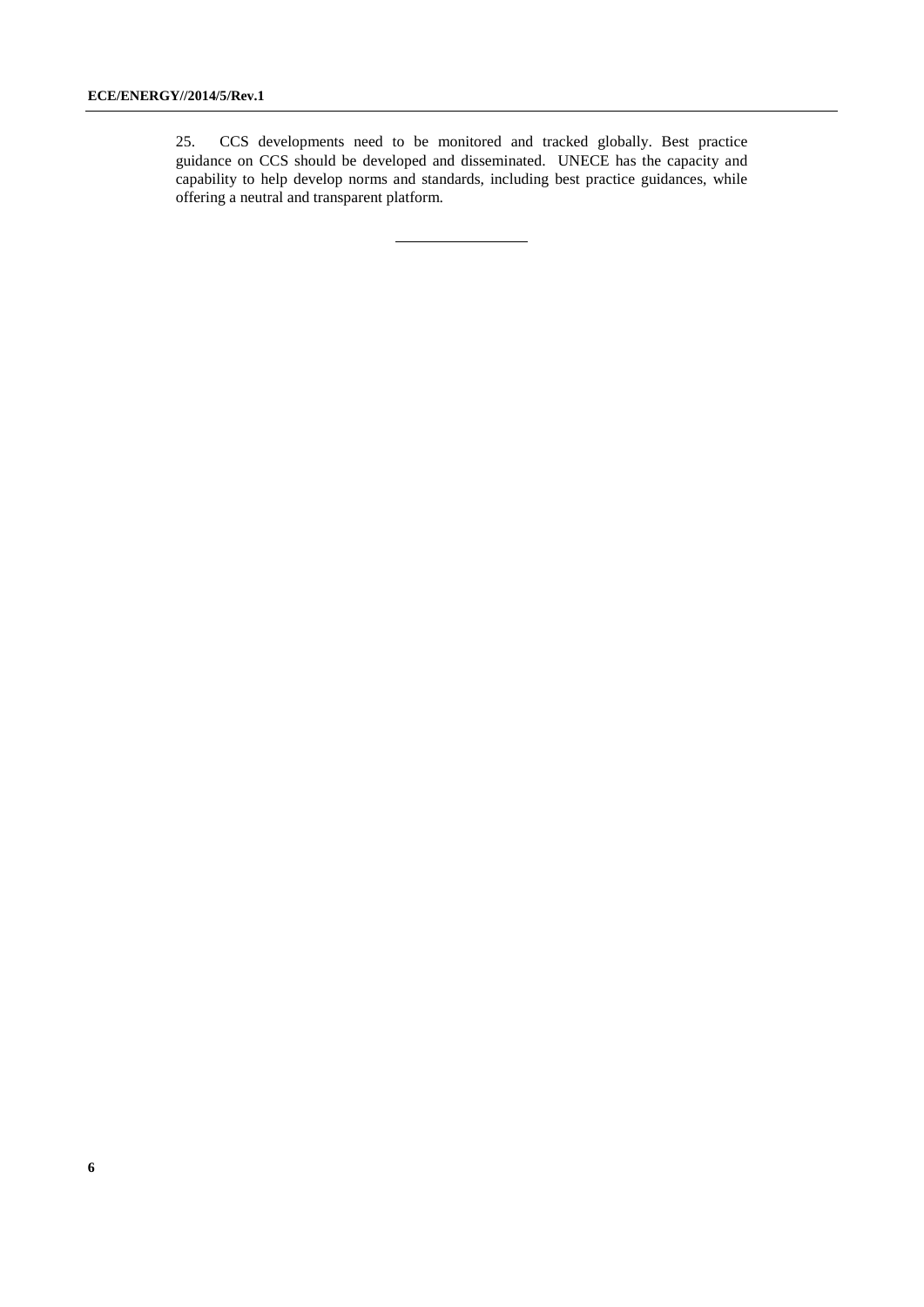25. CCS developments need to be monitored and tracked globally. Best practice guidance on CCS should be developed and disseminated. UNECE has the capacity and capability to help develop norms and standards, including best practice guidances, while offering a neutral and transparent platform.